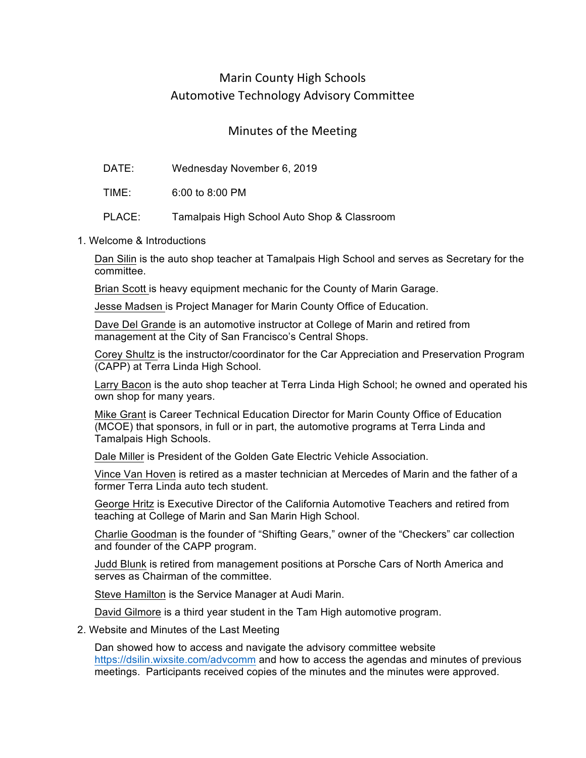# Marin County High Schools
# Automotive Technology Advisory Committee

## Minutes of the Meeting

DATE: Wednesday November 6, 2019

TIME: 6:00 to 8:00 PM

PLACE: Tamalpais High School Auto Shop & Classroom

1. Welcome & Introductions

   Dan Silin is the auto shop teacher at Tamalpais High School and serves as Secretary for the committee.

   Brian Scott is heavy equipment mechanic for the County of Marin Garage.

   Jesse Madsen is Project Manager for Marin County Office of Education.

   Dave Del Grande is an automotive instructor at College of Marin and retired from management at the City of San Francisco's Central Shops.

   Corey Shultz is the instructor/coordinator for the Car Appreciation and Preservation Program (CAPP) at Terra Linda High School.

   Larry Bacon is the auto shop teacher at Terra Linda High School; he owned and operated his own shop for many years.

   Mike Grant is Career Technical Education Director for Marin County Office of Education (MCOE) that sponsors, in full or in part, the automotive programs at Terra Linda and Tamalpais High Schools.

   Dale Miller is President of the Golden Gate Electric Vehicle Association.

   Vince Van Hoven is retired as a master technician at Mercedes of Marin and the father of a former Terra Linda auto tech student.

   George Hritz is Executive Director of the California Automotive Teachers and retired from teaching at College of Marin and San Marin High School.

   Charlie Goodman is the founder of "Shifting Gears," owner of the "Checkers" car collection and founder of the CAPP program.

   Judd Blunk is retired from management positions at Porsche Cars of North America and serves as Chairman of the committee.

   Steve Hamilton is the Service Manager at Audi Marin.

   David Gilmore is a third year student in the Tam High automotive program.

2. Website and Minutes of the Last Meeting

   Dan showed how to access and navigate the advisory committee website https://dsilin.wixsite.com/advcomm and how to access the agendas and minutes of previous meetings. Participants received copies of the minutes and the minutes were approved.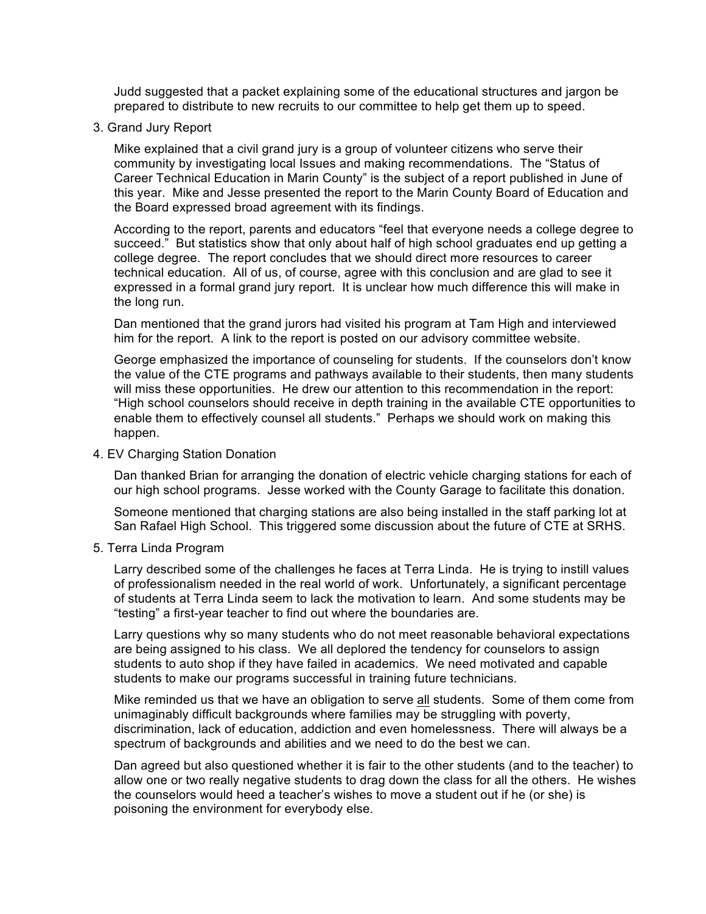Judd suggested that a packet explaining some of the educational structures and jargon be prepared to distribute to new recruits to our committee to help get them up to speed.

3. Grand Jury Report

   Mike explained that a civil grand jury is a group of volunteer citizens who serve their community by investigating local Issues and making recommendations. The "Status of Career Technical Education in Marin County" is the subject of a report published in June of this year. Mike and Jesse presented the report to the Marin County Board of Education and the Board expressed broad agreement with its findings.

   According to the report, parents and educators "feel that everyone needs a college degree to succeed." But statistics show that only about half of high school graduates end up getting a college degree. The report concludes that we should direct more resources to career technical education. All of us, of course, agree with this conclusion and are glad to see it expressed in a formal grand jury report. It is unclear how much difference this will make in the long run.

   Dan mentioned that the grand jurors had visited his program at Tam High and interviewed him for the report. A link to the report is posted on our advisory committee website.

   George emphasized the importance of counseling for students. If the counselors don't know the value of the CTE programs and pathways available to their students, then many students will miss these opportunities. He drew our attention to this recommendation in the report: "High school counselors should receive in depth training in the available CTE opportunities to enable them to effectively counsel all students." Perhaps we should work on making this happen.

4. EV Charging Station Donation

   Dan thanked Brian for arranging the donation of electric vehicle charging stations for each of our high school programs. Jesse worked with the County Garage to facilitate this donation.

   Someone mentioned that charging stations are also being installed in the staff parking lot at San Rafael High School. This triggered some discussion about the future of CTE at SRHS.

5. Terra Linda Program

   Larry described some of the challenges he faces at Terra Linda. He is trying to instill values of professionalism needed in the real world of work. Unfortunately, a significant percentage of students at Terra Linda seem to lack the motivation to learn. And some students may be "testing" a first-year teacher to find out where the boundaries are.

   Larry questions why so many students who do not meet reasonable behavioral expectations are being assigned to his class. We all deplored the tendency for counselors to assign students to auto shop if they have failed in academics. We need motivated and capable students to make our programs successful in training future technicians.

   Mike reminded us that we have an obligation to serve all students. Some of them come from unimaginably difficult backgrounds where families may be struggling with poverty, discrimination, lack of education, addiction and even homelessness. There will always be a spectrum of backgrounds and abilities and we need to do the best we can.

   Dan agreed but also questioned whether it is fair to the other students (and to the teacher) to allow one or two really negative students to drag down the class for all the others. He wishes the counselors would heed a teacher's wishes to move a student out if he (or she) is poisoning the environment for everybody else.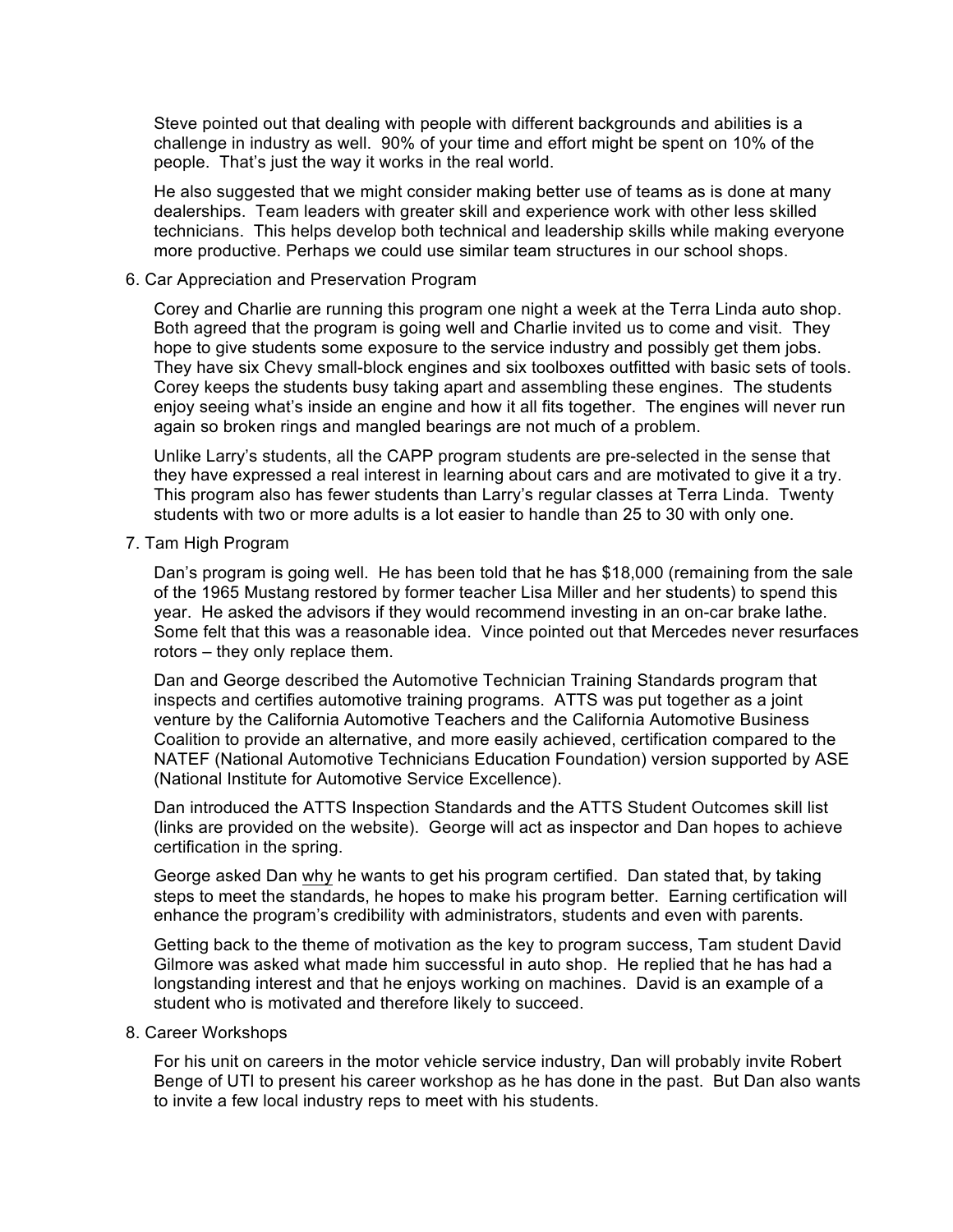Steve pointed out that dealing with people with different backgrounds and abilities is a challenge in industry as well. 90% of your time and effort might be spent on 10% of the people. That's just the way it works in the real world.

He also suggested that we might consider making better use of teams as is done at many dealerships. Team leaders with greater skill and experience work with other less skilled technicians. This helps develop both technical and leadership skills while making everyone more productive. Perhaps we could use similar team structures in our school shops.

6. Car Appreciation and Preservation Program

   Corey and Charlie are running this program one night a week at the Terra Linda auto shop. Both agreed that the program is going well and Charlie invited us to come and visit. They hope to give students some exposure to the service industry and possibly get them jobs. They have six Chevy small-block engines and six toolboxes outfitted with basic sets of tools. Corey keeps the students busy taking apart and assembling these engines. The students enjoy seeing what's inside an engine and how it all fits together. The engines will never run again so broken rings and mangled bearings are not much of a problem.

   Unlike Larry's students, all the CAPP program students are pre-selected in the sense that they have expressed a real interest in learning about cars and are motivated to give it a try. This program also has fewer students than Larry's regular classes at Terra Linda. Twenty students with two or more adults is a lot easier to handle than 25 to 30 with only one.

7. Tam High Program

   Dan's program is going well. He has been told that he has $18,000 (remaining from the sale of the 1965 Mustang restored by former teacher Lisa Miller and her students) to spend this year. He asked the advisors if they would recommend investing in an on-car brake lathe. Some felt that this was a reasonable idea. Vince pointed out that Mercedes never resurfaces rotors – they only replace them.

   Dan and George described the Automotive Technician Training Standards program that inspects and certifies automotive training programs. ATTS was put together as a joint venture by the California Automotive Teachers and the California Automotive Business Coalition to provide an alternative, and more easily achieved, certification compared to the NATEF (National Automotive Technicians Education Foundation) version supported by ASE (National Institute for Automotive Service Excellence).

   Dan introduced the ATTS Inspection Standards and the ATTS Student Outcomes skill list (links are provided on the website). George will act as inspector and Dan hopes to achieve certification in the spring.

   George asked Dan <u>why</u> he wants to get his program certified. Dan stated that, by taking steps to meet the standards, he hopes to make his program better. Earning certification will enhance the program's credibility with administrators, students and even with parents.

   Getting back to the theme of motivation as the key to program success, Tam student David Gilmore was asked what made him successful in auto shop. He replied that he has had a longstanding interest and that he enjoys working on machines. David is an example of a student who is motivated and therefore likely to succeed.

8. Career Workshops

   For his unit on careers in the motor vehicle service industry, Dan will probably invite Robert Benge of UTI to present his career workshop as he has done in the past. But Dan also wants to invite a few local industry reps to meet with his students.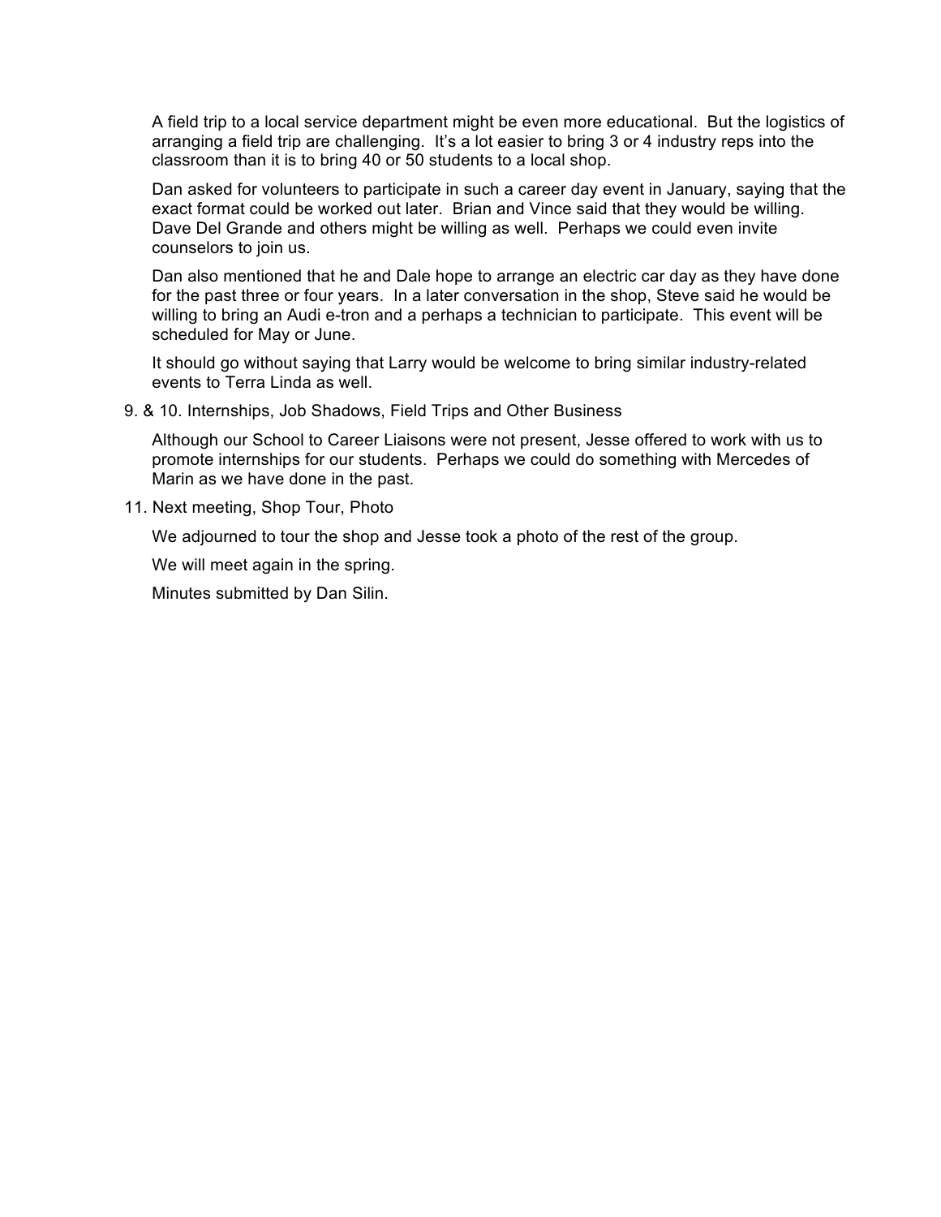A field trip to a local service department might be even more educational. But the logistics of arranging a field trip are challenging. It's a lot easier to bring 3 or 4 industry reps into the classroom than it is to bring 40 or 50 students to a local shop.

Dan asked for volunteers to participate in such a career day event in January, saying that the exact format could be worked out later. Brian and Vince said that they would be willing. Dave Del Grande and others might be willing as well. Perhaps we could even invite counselors to join us.

Dan also mentioned that he and Dale hope to arrange an electric car day as they have done for the past three or four years. In a later conversation in the shop, Steve said he would be willing to bring an Audi e-tron and a perhaps a technician to participate. This event will be scheduled for May or June.

It should go without saying that Larry would be welcome to bring similar industry-related events to Terra Linda as well.

9. & 10. Internships, Job Shadows, Field Trips and Other Business

Although our School to Career Liaisons were not present, Jesse offered to work with us to promote internships for our students. Perhaps we could do something with Mercedes of Marin as we have done in the past.

11. Next meeting, Shop Tour, Photo

We adjourned to tour the shop and Jesse took a photo of the rest of the group.

We will meet again in the spring.

Minutes submitted by Dan Silin.